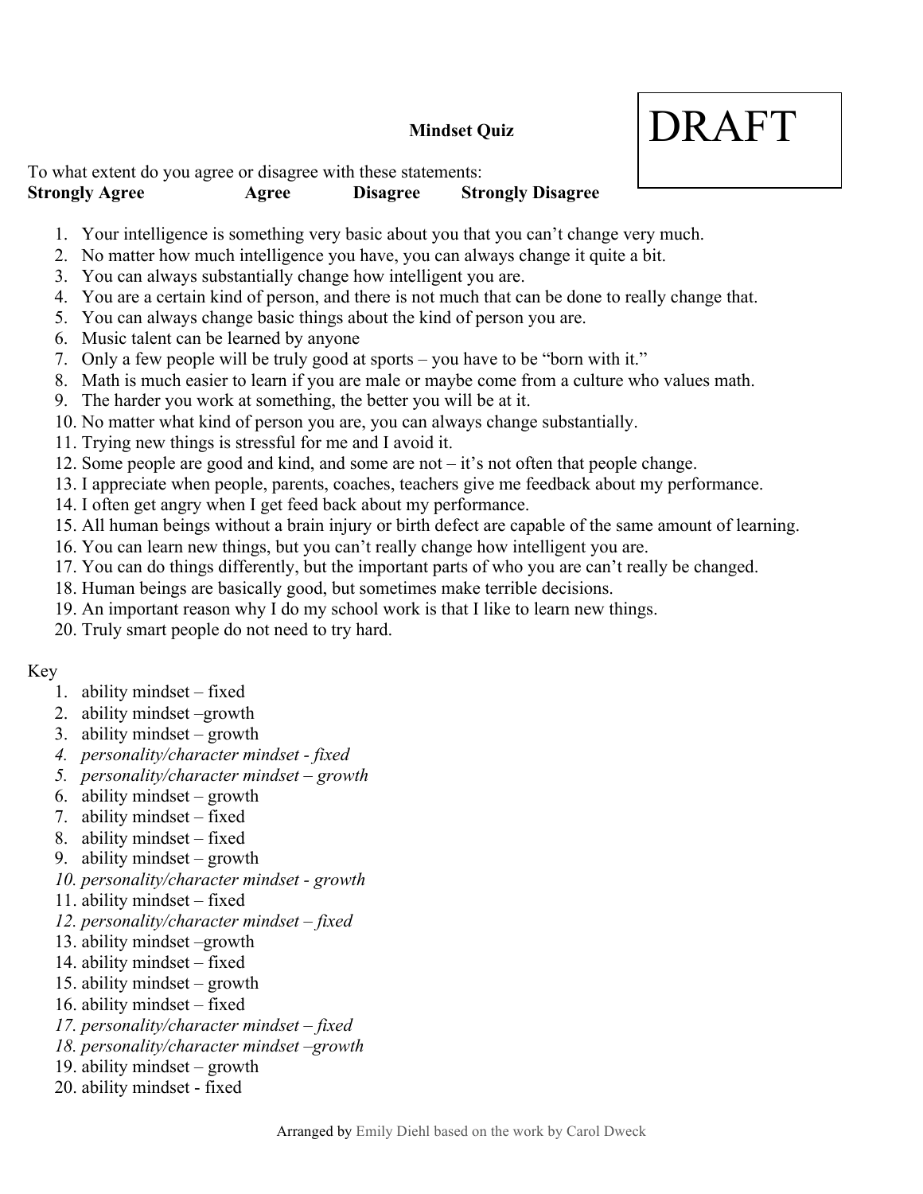DRAFT

**Mindset Quiz**

To what extent do you agree or disagree with these statements:
**Strongly Agree  Agree  Disagree  Strongly Disagree**

1. Your intelligence is something very basic about you that you can't change very much.
2. No matter how much intelligence you have, you can always change it quite a bit.
3. You can always substantially change how intelligent you are.
4. You are a certain kind of person, and there is not much that can be done to really change that.
5. You can always change basic things about the kind of person you are.
6. Music talent can be learned by anyone
7. Only a few people will be truly good at sports – you have to be "born with it."
8. Math is much easier to learn if you are male or maybe come from a culture who values math.
9. The harder you work at something, the better you will be at it.
10. No matter what kind of person you are, you can always change substantially.
11. Trying new things is stressful for me and I avoid it.
12. Some people are good and kind, and some are not – it's not often that people change.
13. I appreciate when people, parents, coaches, teachers give me feedback about my performance.
14. I often get angry when I get feed back about my performance.
15. All human beings without a brain injury or birth defect are capable of the same amount of learning.
16. You can learn new things, but you can't really change how intelligent you are.
17. You can do things differently, but the important parts of who you are can't really be changed.
18. Human beings are basically good, but sometimes make terrible decisions.
19. An important reason why I do my school work is that I like to learn new things.
20. Truly smart people do not need to try hard.

Key

1. ability mindset – fixed
2. ability mindset –growth
3. ability mindset – growth
4. *personality/character mindset - fixed*
5. *personality/character mindset – growth*
6. ability mindset – growth
7. ability mindset – fixed
8. ability mindset – fixed
9. ability mindset – growth
10. *personality/character mindset - growth*
11. ability mindset – fixed
12. *personality/character mindset – fixed*
13. ability mindset –growth
14. ability mindset – fixed
15. ability mindset – growth
16. ability mindset – fixed
17. *personality/character mindset – fixed*
18. *personality/character mindset –growth*
19. ability mindset – growth
20. ability mindset - fixed

Arranged by Emily Diehl based on the work by Carol Dweck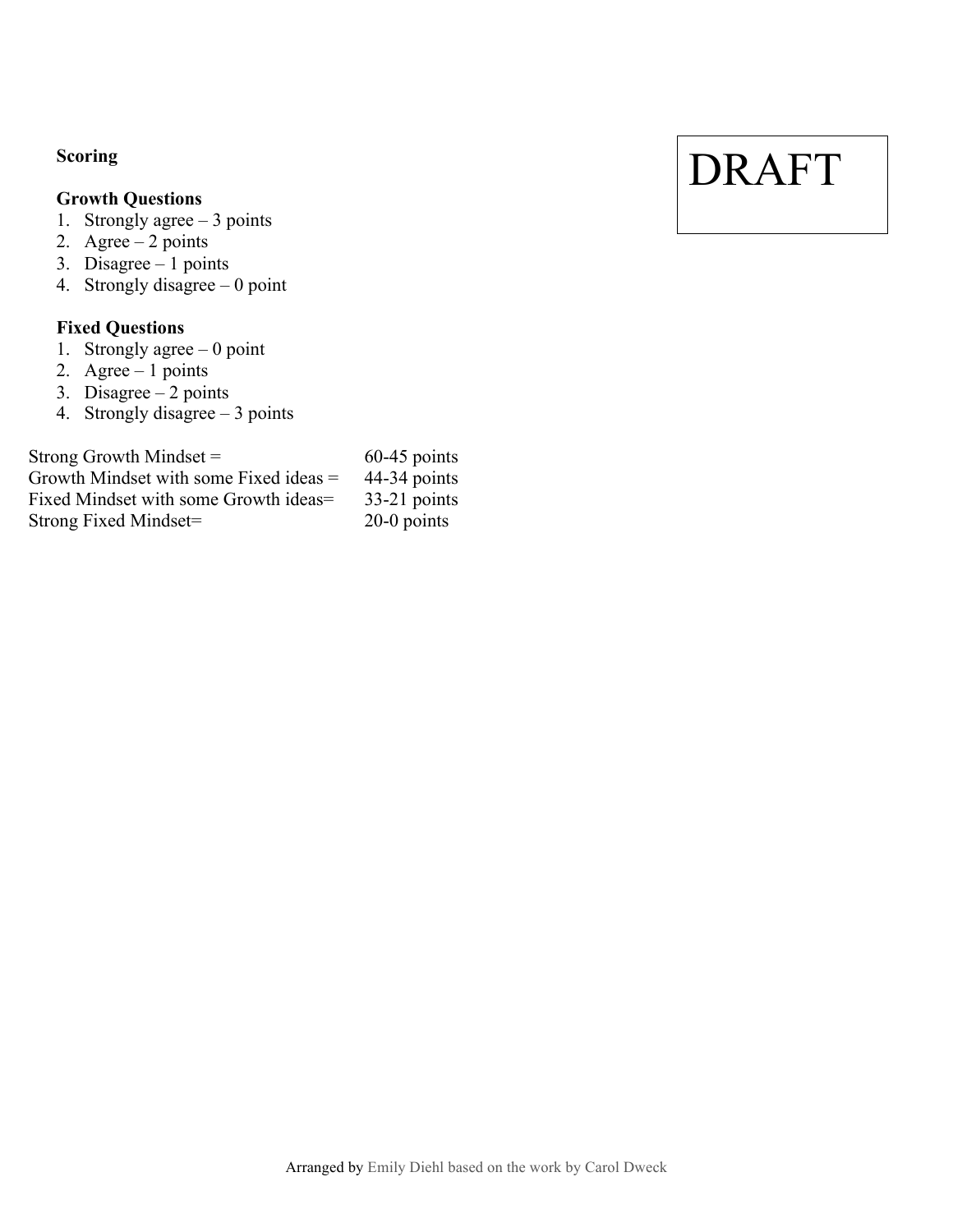DRAFT

**Scoring**

**Growth Questions**

1. Strongly agree – 3 points
2. Agree – 2 points
3. Disagree – 1 points
4. Strongly disagree – 0 point

**Fixed Questions**

1. Strongly agree – 0 point
2. Agree – 1 points
3. Disagree – 2 points
4. Strongly disagree – 3 points

| | |
|---|---|
| Strong Growth Mindset = | 60-45 points |
| Growth Mindset with some Fixed ideas = | 44-34 points |
| Fixed Mindset with some Growth ideas= | 33-21 points |
| Strong Fixed Mindset= | 20-0 points |

Arranged by Emily Diehl based on the work by Carol Dweck